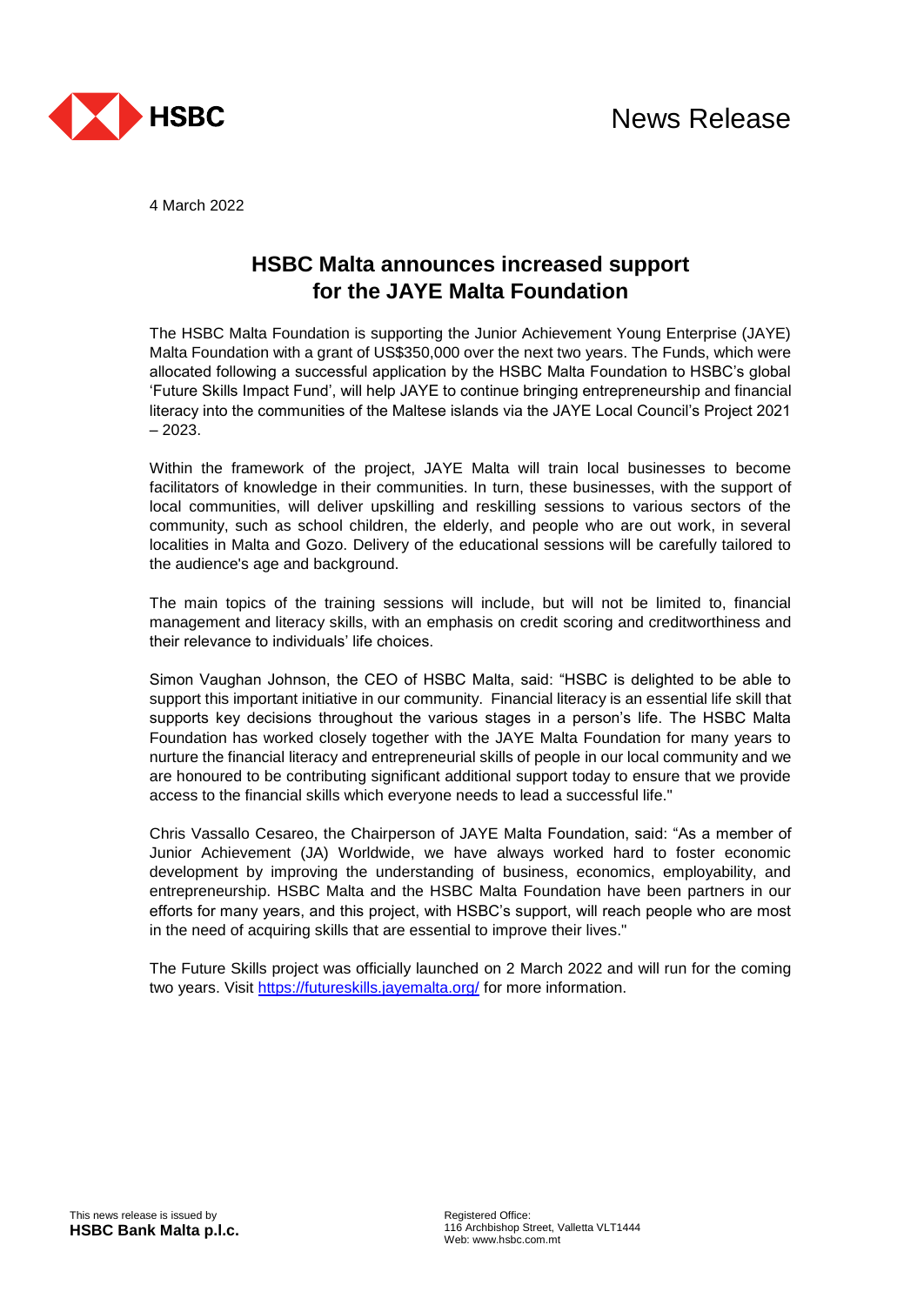News Release

4 March 2022

# HSBC Malta announces increased support for the JAYE Malta Foundation

The HSBC Malta Foundation is supporting the Junior Achievement Young Enterprise (JAYE) Malta Foundation with a grant of US$350,000 over the next two years. The Funds, which were allocated following a successful application by the HSBC Malta Foundation to HSBC's global 'Future Skills Impact Fund', will help JAYE to continue bringing entrepreneurship and financial literacy into the communities of the Maltese islands via the JAYE Local Council's Project 2021 – 2023.

Within the framework of the project, JAYE Malta will train local businesses to become facilitators of knowledge in their communities. In turn, these businesses, with the support of local communities, will deliver upskilling and reskilling sessions to various sectors of the community, such as school children, the elderly, and people who are out work, in several localities in Malta and Gozo. Delivery of the educational sessions will be carefully tailored to the audience's age and background.

The main topics of the training sessions will include, but will not be limited to, financial management and literacy skills, with an emphasis on credit scoring and creditworthiness and their relevance to individuals' life choices.

Simon Vaughan Johnson, the CEO of HSBC Malta, said: "HSBC is delighted to be able to support this important initiative in our community. Financial literacy is an essential life skill that supports key decisions throughout the various stages in a person's life. The HSBC Malta Foundation has worked closely together with the JAYE Malta Foundation for many years to nurture the financial literacy and entrepreneurial skills of people in our local community and we are honoured to be contributing significant additional support today to ensure that we provide access to the financial skills which everyone needs to lead a successful life."

Chris Vassallo Cesareo, the Chairperson of JAYE Malta Foundation, said: "As a member of Junior Achievement (JA) Worldwide, we have always worked hard to foster economic development by improving the understanding of business, economics, employability, and entrepreneurship. HSBC Malta and the HSBC Malta Foundation have been partners in our efforts for many years, and this project, with HSBC's support, will reach people who are most in the need of acquiring skills that are essential to improve their lives."

The Future Skills project was officially launched on 2 March 2022 and will run for the coming two years. Visit https://futureskills.jayemalta.org/ for more information.

This news release is issued by
**HSBC Bank Malta p.l.c.**

Registered Office:
116 Archbishop Street, Valletta VLT1444
Web: www.hsbc.com.mt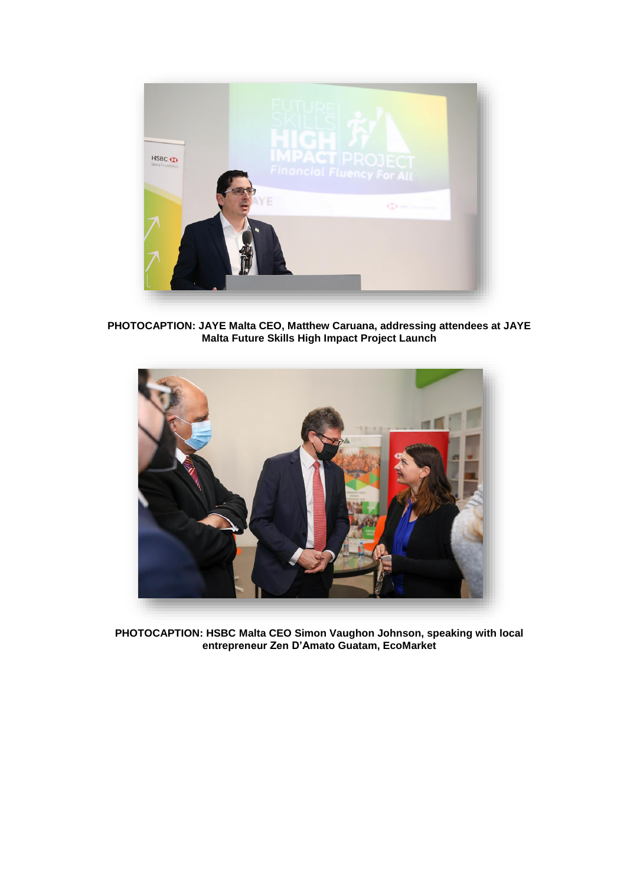**PHOTOCAPTION: JAYE Malta CEO, Matthew Caruana, addressing attendees at JAYE Malta Future Skills High Impact Project Launch**

**PHOTOCAPTION: HSBC Malta CEO Simon Vaughon Johnson, speaking with local entrepreneur Zen D'Amato Guatam, EcoMarket**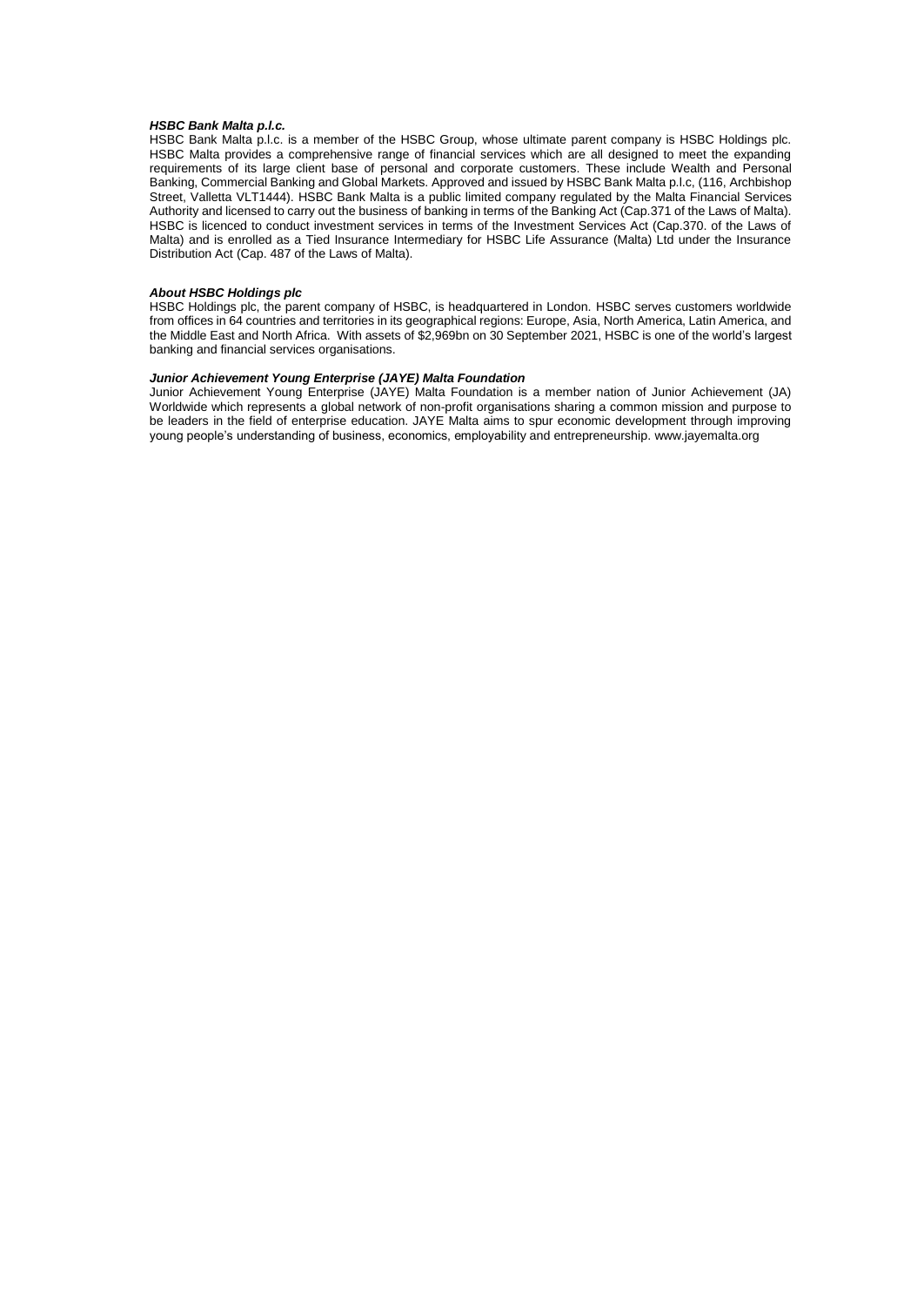***HSBC Bank Malta p.l.c.***

HSBC Bank Malta p.l.c. is a member of the HSBC Group, whose ultimate parent company is HSBC Holdings plc. HSBC Malta provides a comprehensive range of financial services which are all designed to meet the expanding requirements of its large client base of personal and corporate customers. These include Wealth and Personal Banking, Commercial Banking and Global Markets. Approved and issued by HSBC Bank Malta p.l.c, (116, Archbishop Street, Valletta VLT1444). HSBC Bank Malta is a public limited company regulated by the Malta Financial Services Authority and licensed to carry out the business of banking in terms of the Banking Act (Cap.371 of the Laws of Malta). HSBC is licenced to conduct investment services in terms of the Investment Services Act (Cap.370. of the Laws of Malta) and is enrolled as a Tied Insurance Intermediary for HSBC Life Assurance (Malta) Ltd under the Insurance Distribution Act (Cap. 487 of the Laws of Malta).

***About HSBC Holdings plc***

HSBC Holdings plc, the parent company of HSBC, is headquartered in London. HSBC serves customers worldwide from offices in 64 countries and territories in its geographical regions: Europe, Asia, North America, Latin America, and the Middle East and North Africa. With assets of $2,969bn on 30 September 2021, HSBC is one of the world's largest banking and financial services organisations.

***Junior Achievement Young Enterprise (JAYE) Malta Foundation***

Junior Achievement Young Enterprise (JAYE) Malta Foundation is a member nation of Junior Achievement (JA) Worldwide which represents a global network of non-profit organisations sharing a common mission and purpose to be leaders in the field of enterprise education. JAYE Malta aims to spur economic development through improving young people's understanding of business, economics, employability and entrepreneurship. www.jayemalta.org